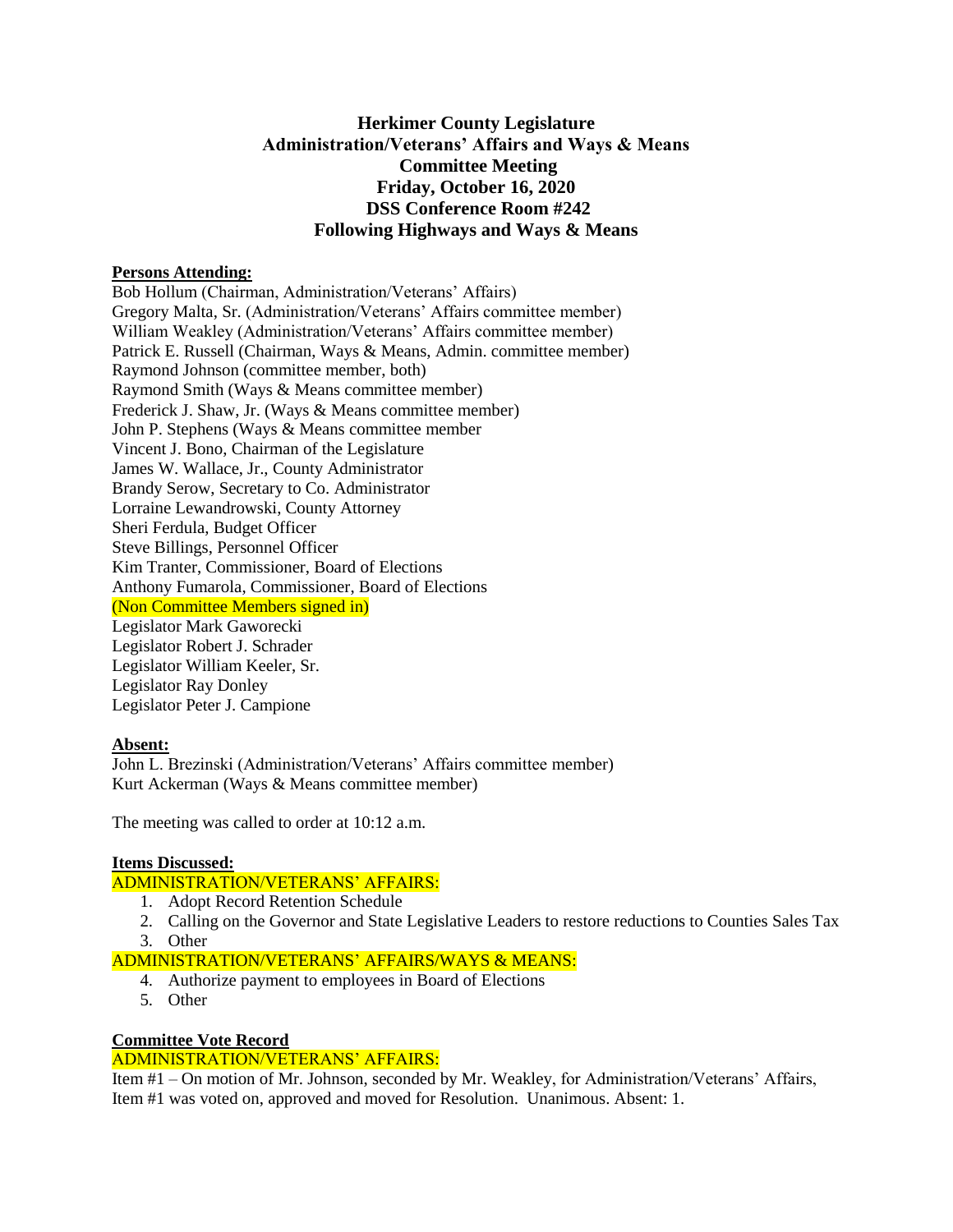# Herkimer County Legislature
## Administration/Veterans' Affairs and Ways & Means
## Committee Meeting
## Friday, October 16, 2020
## DSS Conference Room #242
## Following Highways and Ways & Means

**Persons Attending:**

Bob Hollum (Chairman, Administration/Veterans' Affairs)
Gregory Malta, Sr. (Administration/Veterans' Affairs committee member)
William Weakley (Administration/Veterans' Affairs committee member)
Patrick E. Russell (Chairman, Ways & Means, Admin. committee member)
Raymond Johnson (committee member, both)
Raymond Smith (Ways & Means committee member)
Frederick J. Shaw, Jr. (Ways & Means committee member)
John P. Stephens (Ways & Means committee member
Vincent J. Bono, Chairman of the Legislature
James W. Wallace, Jr., County Administrator
Brandy Serow, Secretary to Co. Administrator
Lorraine Lewandrowski, County Attorney
Sheri Ferdula, Budget Officer
Steve Billings, Personnel Officer
Kim Tranter, Commissioner, Board of Elections
Anthony Fumarola, Commissioner, Board of Elections
(Non Committee Members signed in)
Legislator Mark Gaworecki
Legislator Robert J. Schrader
Legislator William Keeler, Sr.
Legislator Ray Donley
Legislator Peter J. Campione

**Absent:**

John L. Brezinski (Administration/Veterans' Affairs committee member)
Kurt Ackerman (Ways & Means committee member)

The meeting was called to order at 10:12 a.m.

**Items Discussed:**

ADMINISTRATION/VETERANS' AFFAIRS:

1. Adopt Record Retention Schedule
2. Calling on the Governor and State Legislative Leaders to restore reductions to Counties Sales Tax
3. Other

ADMINISTRATION/VETERANS' AFFAIRS/WAYS & MEANS:

4. Authorize payment to employees in Board of Elections
5. Other

**Committee Vote Record**

ADMINISTRATION/VETERANS' AFFAIRS:

Item #1 – On motion of Mr. Johnson, seconded by Mr. Weakley, for Administration/Veterans' Affairs, Item #1 was voted on, approved and moved for Resolution. Unanimous. Absent: 1.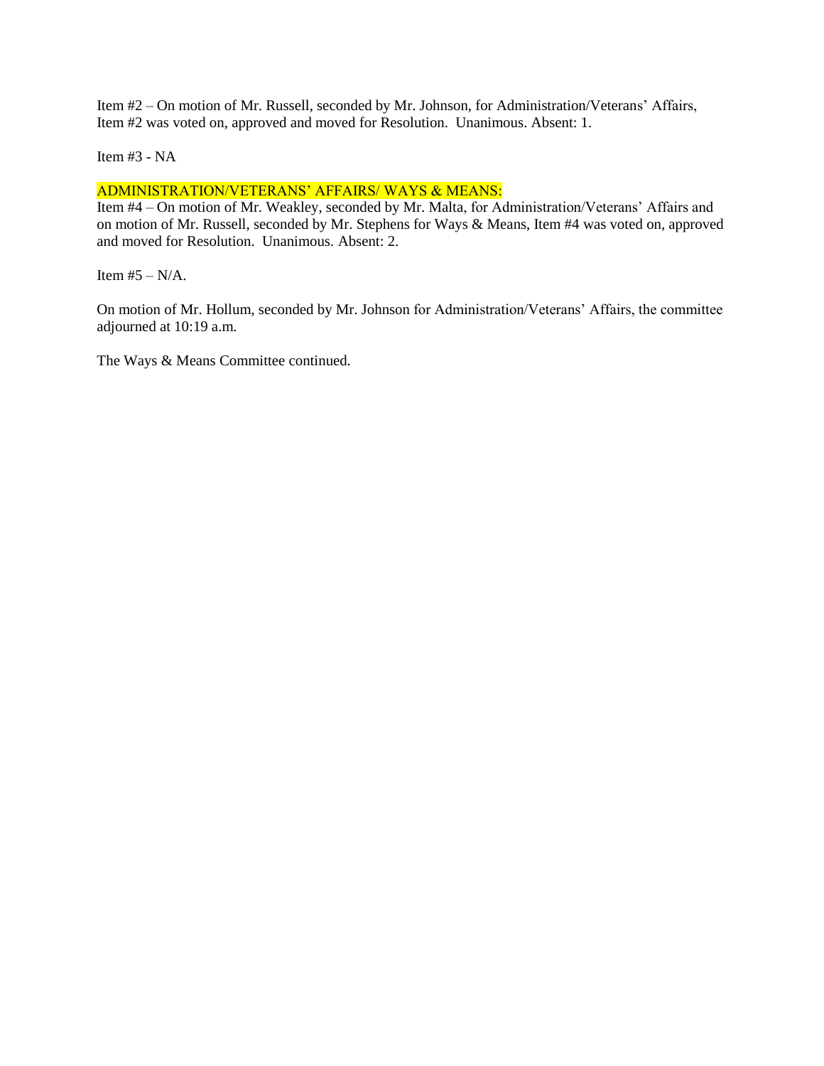Item #2 – On motion of Mr. Russell, seconded by Mr. Johnson, for Administration/Veterans' Affairs, Item #2 was voted on, approved and moved for Resolution. Unanimous. Absent: 1.

Item #3 - NA

ADMINISTRATION/VETERANS' AFFAIRS/ WAYS & MEANS:

Item #4 – On motion of Mr. Weakley, seconded by Mr. Malta, for Administration/Veterans' Affairs and on motion of Mr. Russell, seconded by Mr. Stephens for Ways & Means, Item #4 was voted on, approved and moved for Resolution. Unanimous. Absent: 2.

Item #5 – N/A.

On motion of Mr. Hollum, seconded by Mr. Johnson for Administration/Veterans' Affairs, the committee adjourned at 10:19 a.m.

The Ways & Means Committee continued.